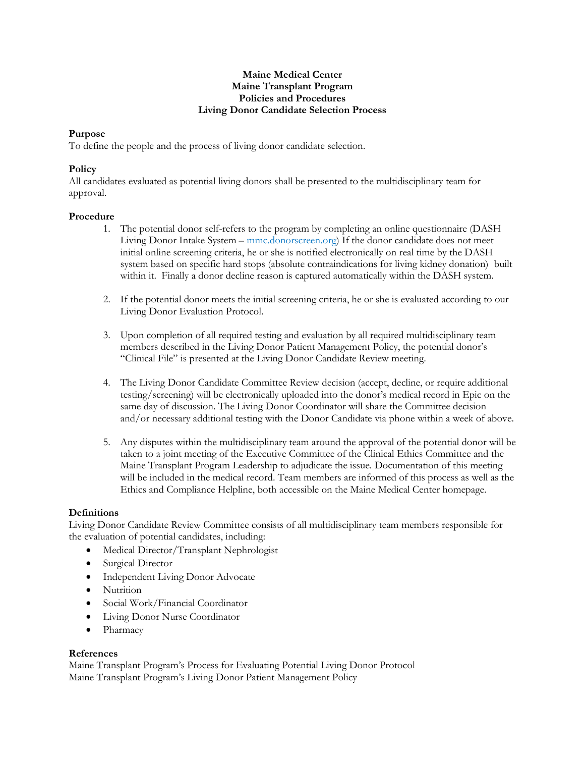**Maine Medical Center**
**Maine Transplant Program**
**Policies and Procedures**
**Living Donor Candidate Selection Process**

## Purpose

To define the people and the process of living donor candidate selection.

## Policy

All candidates evaluated as potential living donors shall be presented to the multidisciplinary team for approval.

## Procedure

1. The potential donor self-refers to the program by completing an online questionnaire (DASH Living Donor Intake System – mmc.donorscreen.org) If the donor candidate does not meet initial online screening criteria, he or she is notified electronically on real time by the DASH system based on specific hard stops (absolute contraindications for living kidney donation) built within it. Finally a donor decline reason is captured automatically within the DASH system.

2. If the potential donor meets the initial screening criteria, he or she is evaluated according to our Living Donor Evaluation Protocol.

3. Upon completion of all required testing and evaluation by all required multidisciplinary team members described in the Living Donor Patient Management Policy, the potential donor's "Clinical File" is presented at the Living Donor Candidate Review meeting.

4. The Living Donor Candidate Committee Review decision (accept, decline, or require additional testing/screening) will be electronically uploaded into the donor's medical record in Epic on the same day of discussion. The Living Donor Coordinator will share the Committee decision and/or necessary additional testing with the Donor Candidate via phone within a week of above.

5. Any disputes within the multidisciplinary team around the approval of the potential donor will be taken to a joint meeting of the Executive Committee of the Clinical Ethics Committee and the Maine Transplant Program Leadership to adjudicate the issue. Documentation of this meeting will be included in the medical record. Team members are informed of this process as well as the Ethics and Compliance Helpline, both accessible on the Maine Medical Center homepage.

## Definitions

Living Donor Candidate Review Committee consists of all multidisciplinary team members responsible for the evaluation of potential candidates, including:

- Medical Director/Transplant Nephrologist
- Surgical Director
- Independent Living Donor Advocate
- Nutrition
- Social Work/Financial Coordinator
- Living Donor Nurse Coordinator
- Pharmacy

## References

Maine Transplant Program's Process for Evaluating Potential Living Donor Protocol
Maine Transplant Program's Living Donor Patient Management Policy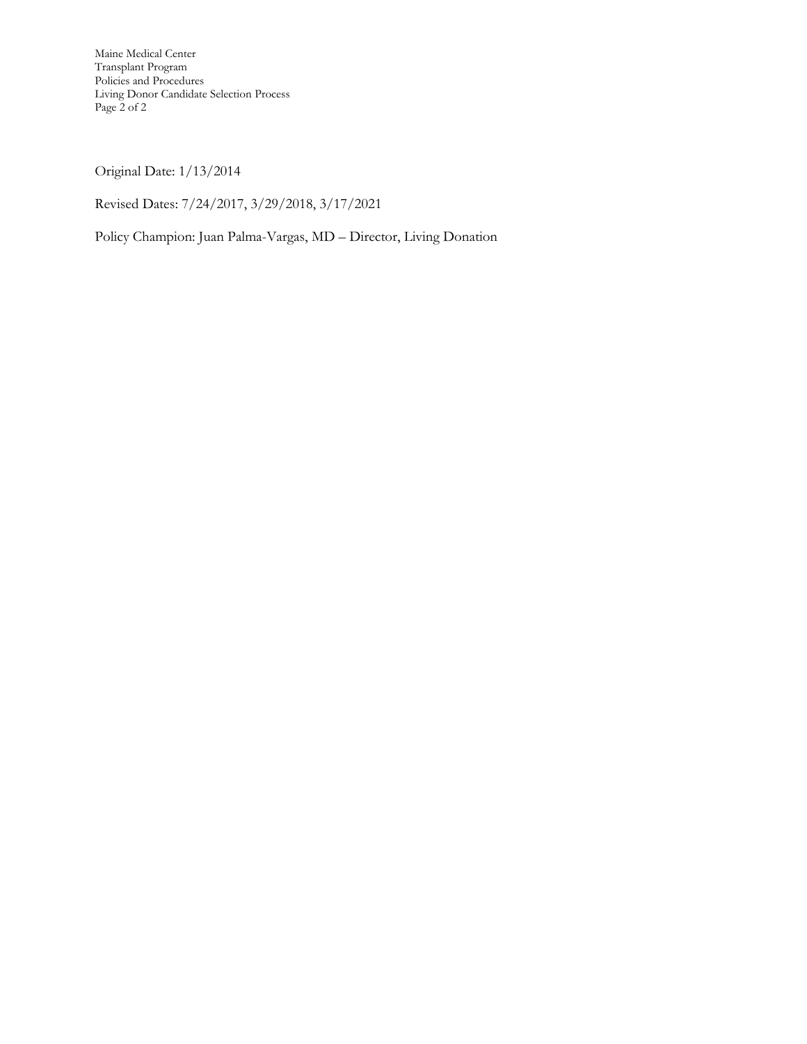Original Date: 1/13/2014

Revised Dates: 7/24/2017, 3/29/2018, 3/17/2021

Policy Champion: Juan Palma-Vargas, MD – Director, Living Donation